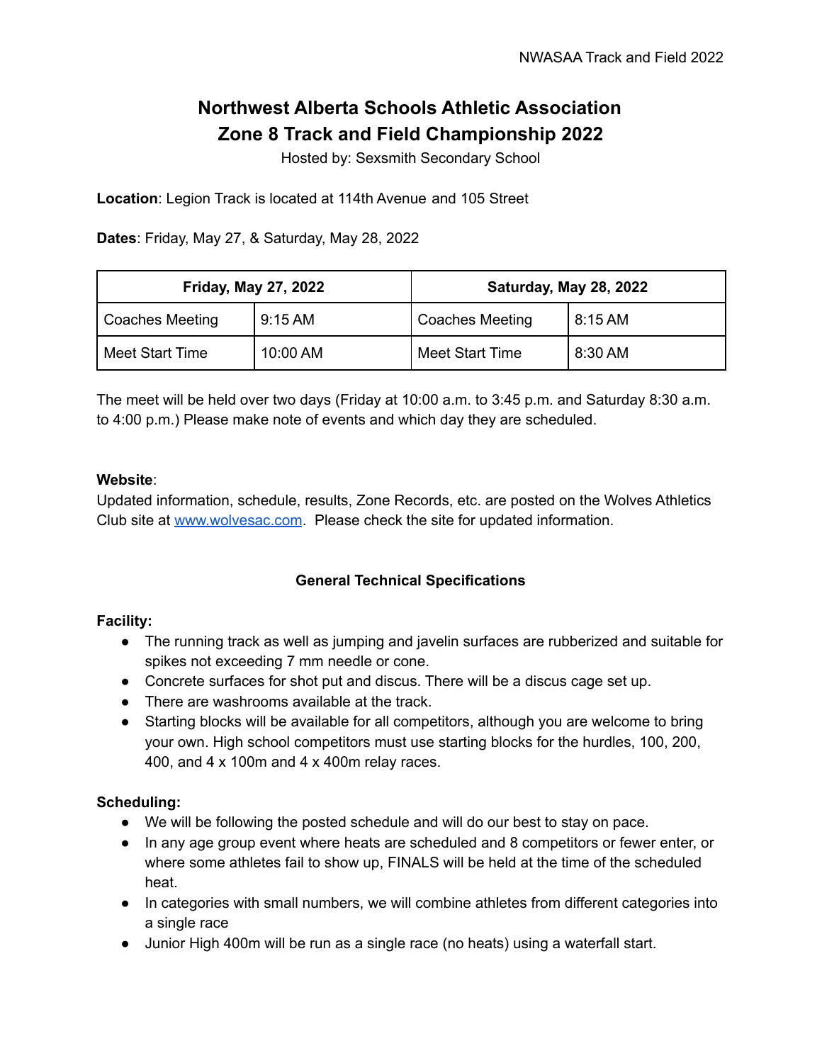# Northwest Alberta Schools Athletic Association
# Zone 8 Track and Field Championship 2022

Hosted by: Sexsmith Secondary School

**Location**: Legion Track is located at 114th Avenue and 105 Street

**Dates**: Friday, May 27, & Saturday, May 28, 2022

| Friday, May 27, 2022 | | Saturday, May 28, 2022 | |
|---|---|---|---|
| Coaches Meeting | 9:15 AM | Coaches Meeting | 8:15 AM |
| Meet Start Time | 10:00 AM | Meet Start Time | 8:30 AM |

The meet will be held over two days (Friday at 10:00 a.m. to 3:45 p.m. and Saturday 8:30 a.m. to 4:00 p.m.) Please make note of events and which day they are scheduled.

**Website**:
Updated information, schedule, results, Zone Records, etc. are posted on the Wolves Athletics Club site at [www.wolvesac.com](http://www.wolvesac.com). Please check the site for updated information.

## General Technical Specifications

**Facility:**

- The running track as well as jumping and javelin surfaces are rubberized and suitable for spikes not exceeding 7 mm needle or cone.
- Concrete surfaces for shot put and discus. There will be a discus cage set up.
- There are washrooms available at the track.
- Starting blocks will be available for all competitors, although you are welcome to bring your own. High school competitors must use starting blocks for the hurdles, 100, 200, 400, and 4 x 100m and 4 x 400m relay races.

**Scheduling:**

- We will be following the posted schedule and will do our best to stay on pace.
- In any age group event where heats are scheduled and 8 competitors or fewer enter, or where some athletes fail to show up, FINALS will be held at the time of the scheduled heat.
- In categories with small numbers, we will combine athletes from different categories into a single race
- Junior High 400m will be run as a single race (no heats) using a waterfall start.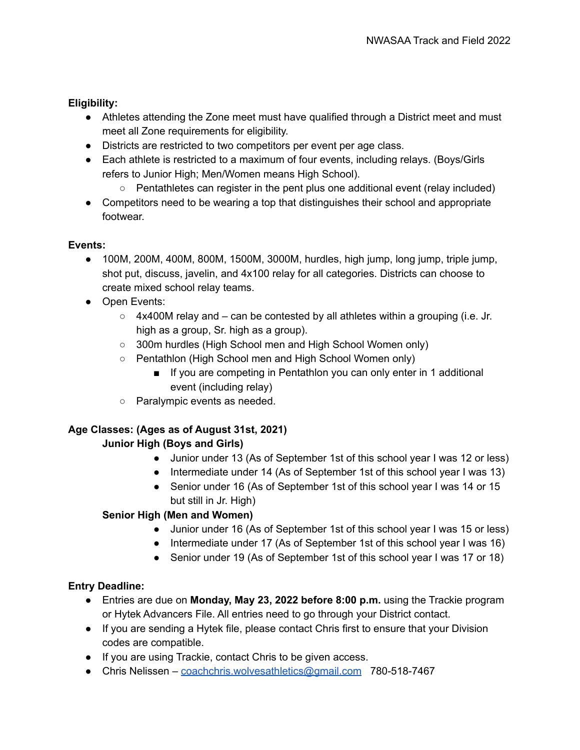**Eligibility:**

- Athletes attending the Zone meet must have qualified through a District meet and must meet all Zone requirements for eligibility.
- Districts are restricted to two competitors per event per age class.
- Each athlete is restricted to a maximum of four events, including relays. (Boys/Girls refers to Junior High; Men/Women means High School).
  - Pentathletes can register in the pent plus one additional event (relay included)
- Competitors need to be wearing a top that distinguishes their school and appropriate footwear.

**Events:**

- 100M, 200M, 400M, 800M, 1500M, 3000M, hurdles, high jump, long jump, triple jump, shot put, discus, javelin, and 4x100 relay for all categories. Districts can choose to create mixed school relay teams.
- Open Events:
  - 4x400M relay and – can be contested by all athletes within a grouping (i.e. Jr. high as a group, Sr. high as a group).
  - 300m hurdles (High School men and High School Women only)
  - Pentathlon (High School men and High School Women only)
    - If you are competing in Pentathlon you can only enter in 1 additional event (including relay)
  - Paralympic events as needed.

**Age Classes: (Ages as of August 31st, 2021)**

**Junior High (Boys and Girls)**

- Junior under 13 (As of September 1st of this school year I was 12 or less)
- Intermediate under 14 (As of September 1st of this school year I was 13)
- Senior under 16 (As of September 1st of this school year I was 14 or 15 but still in Jr. High)

**Senior High (Men and Women)**

- Junior under 16 (As of September 1st of this school year I was 15 or less)
- Intermediate under 17 (As of September 1st of this school year I was 16)
- Senior under 19 (As of September 1st of this school year I was 17 or 18)

**Entry Deadline:**

- Entries are due on **Monday, May 23, 2022 before 8:00 p.m.** using the Trackie program or Hytek Advancers File. All entries need to go through your District contact.
- If you are sending a Hytek file, please contact Chris first to ensure that your Division codes are compatible.
- If you are using Trackie, contact Chris to be given access.
- Chris Nelissen – coachchris.wolvesathletics@gmail.com 780-518-7467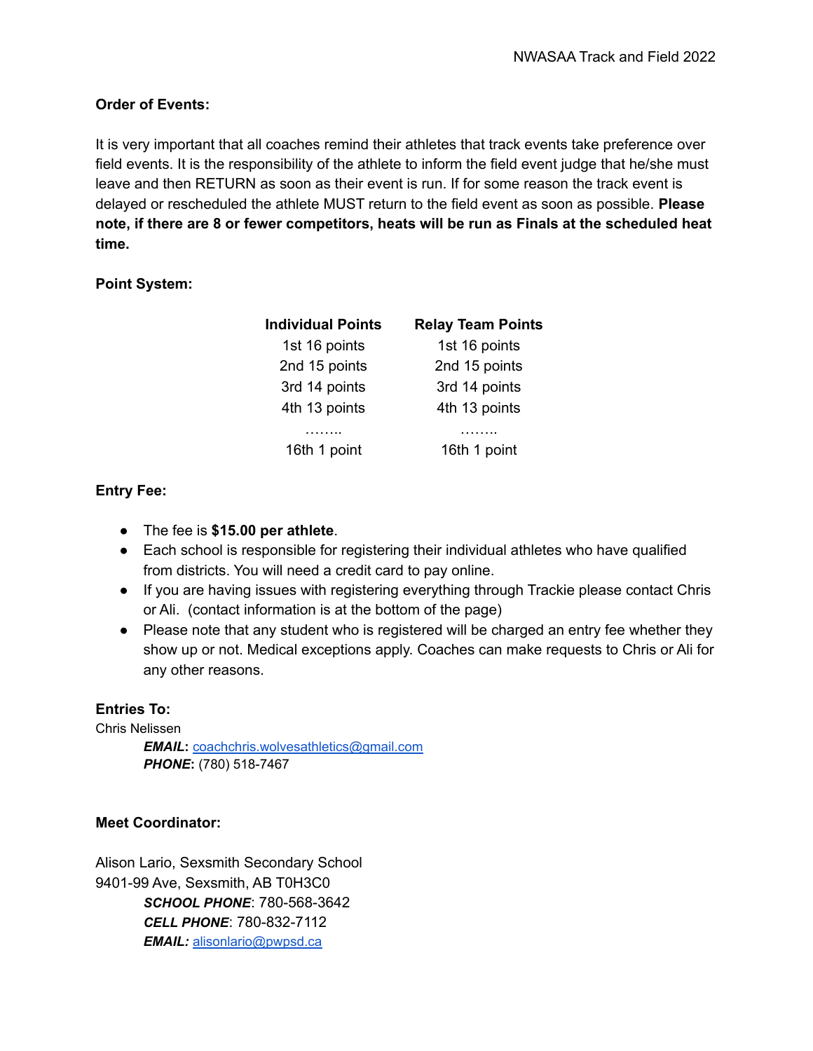**Order of Events:**

It is very important that all coaches remind their athletes that track events take preference over field events. It is the responsibility of the athlete to inform the field event judge that he/she must leave and then RETURN as soon as their event is run. If for some reason the track event is delayed or rescheduled the athlete MUST return to the field event as soon as possible. **Please note, if there are 8 or fewer competitors, heats will be run as Finals at the scheduled heat time.**

**Point System:**

| Individual Points | Relay Team Points |
|---|---|
| 1st 16 points | 1st 16 points |
| 2nd 15 points | 2nd 15 points |
| 3rd 14 points | 3rd 14 points |
| 4th 13 points | 4th 13 points |
| …….. | …….. |
| 16th 1 point | 16th 1 point |

**Entry Fee:**

- The fee is **$15.00 per athlete**.
- Each school is responsible for registering their individual athletes who have qualified from districts. You will need a credit card to pay online.
- If you are having issues with registering everything through Trackie please contact Chris or Ali. (contact information is at the bottom of the page)
- Please note that any student who is registered will be charged an entry fee whether they show up or not. Medical exceptions apply. Coaches can make requests to Chris or Ali for any other reasons.

**Entries To:**

Chris Nelissen

***EMAIL*:** coachchris.wolvesathletics@gmail.com
***PHONE*:** (780) 518-7467

**Meet Coordinator:**

Alison Lario, Sexsmith Secondary School
9401-99 Ave, Sexsmith, AB T0H3C0

***SCHOOL PHONE***: 780-568-3642
***CELL PHONE***: 780-832-7112
***EMAIL:*** alisonlario@pwpsd.ca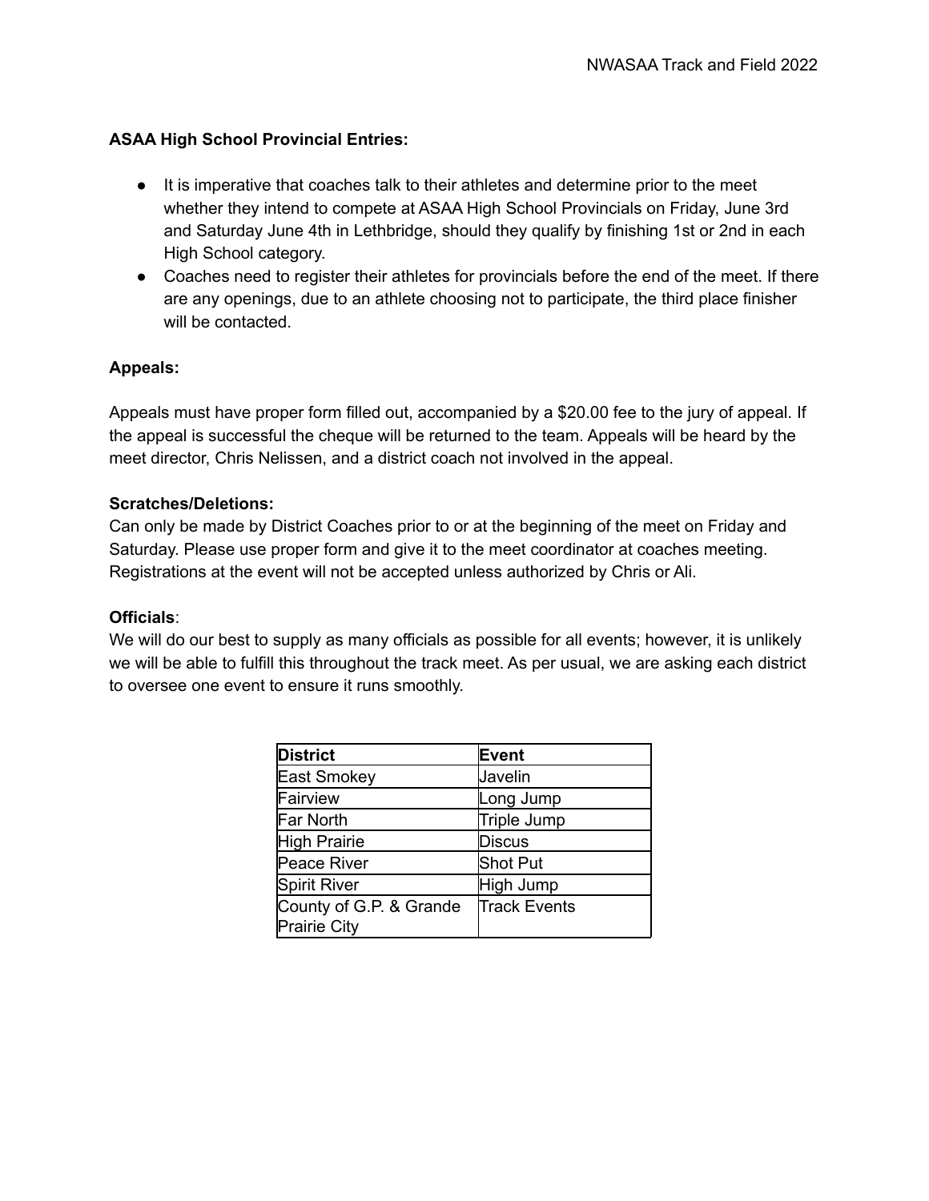**ASAA High School Provincial Entries:**

- It is imperative that coaches talk to their athletes and determine prior to the meet whether they intend to compete at ASAA High School Provincials on Friday, June 3rd and Saturday June 4th in Lethbridge, should they qualify by finishing 1st or 2nd in each High School category.
- Coaches need to register their athletes for provincials before the end of the meet. If there are any openings, due to an athlete choosing not to participate, the third place finisher will be contacted.

**Appeals:**

Appeals must have proper form filled out, accompanied by a $20.00 fee to the jury of appeal. If the appeal is successful the cheque will be returned to the team. Appeals will be heard by the meet director, Chris Nelissen, and a district coach not involved in the appeal.

**Scratches/Deletions:**
Can only be made by District Coaches prior to or at the beginning of the meet on Friday and Saturday. Please use proper form and give it to the meet coordinator at coaches meeting. Registrations at the event will not be accepted unless authorized by Chris or Ali.

**Officials**:
We will do our best to supply as many officials as possible for all events; however, it is unlikely we will be able to fulfill this throughout the track meet. As per usual, we are asking each district to oversee one event to ensure it runs smoothly.

| **District** | **Event** |
|---|---|
| East Smokey | Javelin |
| Fairview | Long Jump |
| Far North | Triple Jump |
| High Prairie | Discus |
| Peace River | Shot Put |
| Spirit River | High Jump |
| County of G.P. & Grande Prairie City | Track Events |